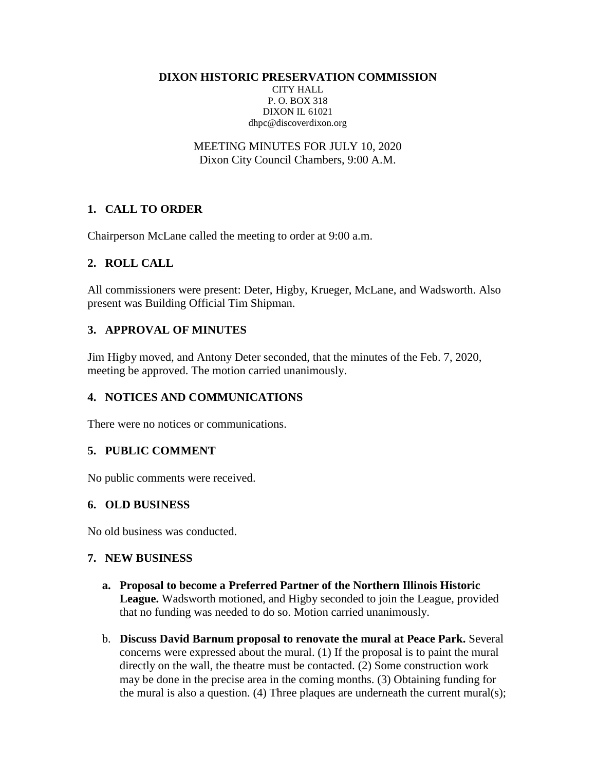**DIXON HISTORIC PRESERVATION COMMISSION**

CITY HALL
P. O. BOX 318
DIXON IL 61021
dhpc@discoverdixon.org

MEETING MINUTES FOR JULY 10, 2020
Dixon City Council Chambers, 9:00 A.M.

## 1. CALL TO ORDER

Chairperson McLane called the meeting to order at 9:00 a.m.

## 2. ROLL CALL

All commissioners were present: Deter, Higby, Krueger, McLane, and Wadsworth. Also present was Building Official Tim Shipman.

## 3. APPROVAL OF MINUTES

Jim Higby moved, and Antony Deter seconded, that the minutes of the Feb. 7, 2020, meeting be approved. The motion carried unanimously.

## 4. NOTICES AND COMMUNICATIONS

There were no notices or communications.

## 5. PUBLIC COMMENT

No public comments were received.

## 6. OLD BUSINESS

No old business was conducted.

## 7. NEW BUSINESS

a. **Proposal to become a Preferred Partner of the Northern Illinois Historic League.** Wadsworth motioned, and Higby seconded to join the League, provided that no funding was needed to do so. Motion carried unanimously.

b. **Discuss David Barnum proposal to renovate the mural at Peace Park.** Several concerns were expressed about the mural. (1) If the proposal is to paint the mural directly on the wall, the theatre must be contacted. (2) Some construction work may be done in the precise area in the coming months. (3) Obtaining funding for the mural is also a question. (4) Three plaques are underneath the current mural(s);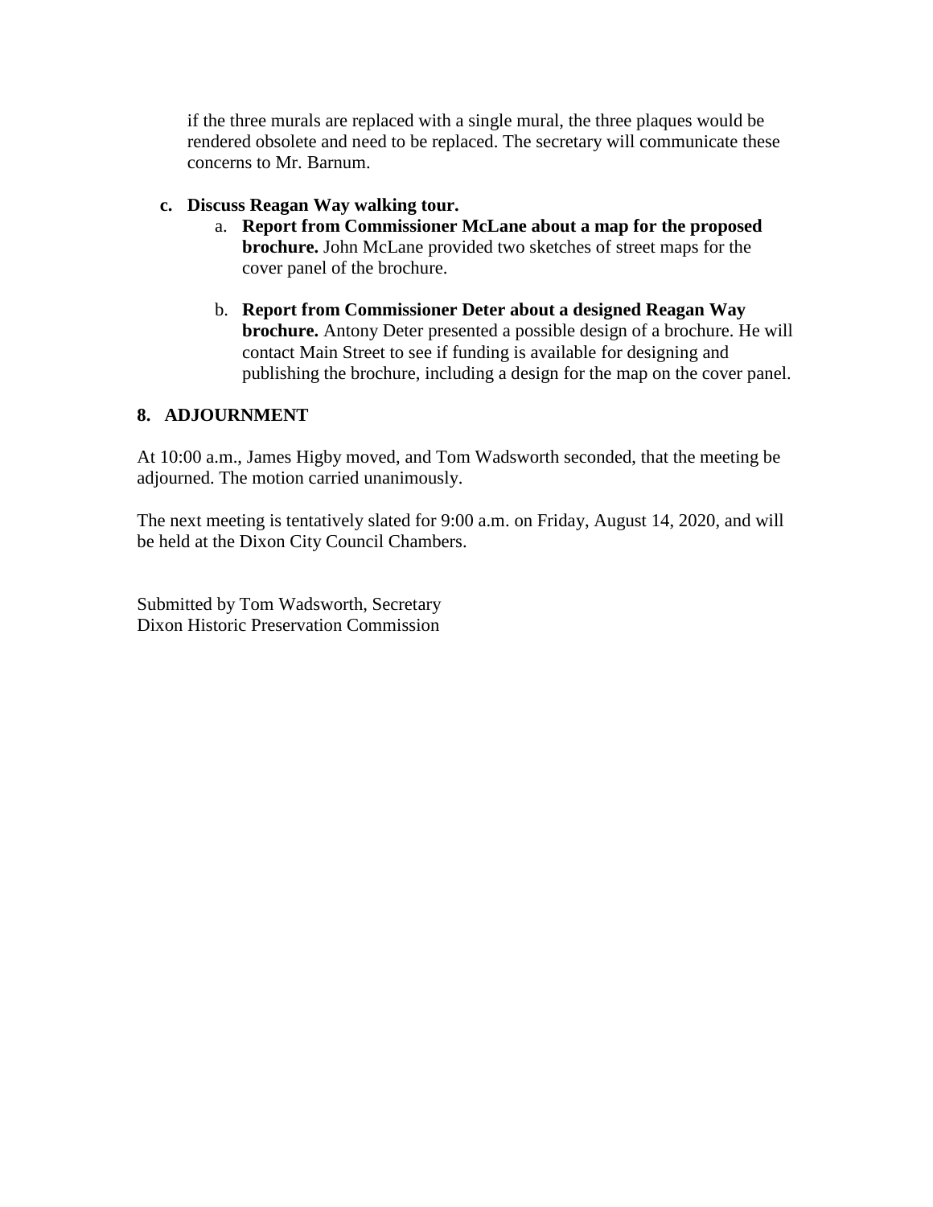if the three murals are replaced with a single mural, the three plaques would be rendered obsolete and need to be replaced. The secretary will communicate these concerns to Mr. Barnum.

c. **Discuss Reagan Way walking tour.**
   a. **Report from Commissioner McLane about a map for the proposed brochure.** John McLane provided two sketches of street maps for the cover panel of the brochure.

   b. **Report from Commissioner Deter about a designed Reagan Way brochure.** Antony Deter presented a possible design of a brochure. He will contact Main Street to see if funding is available for designing and publishing the brochure, including a design for the map on the cover panel.

## 8. ADJOURNMENT

At 10:00 a.m., James Higby moved, and Tom Wadsworth seconded, that the meeting be adjourned. The motion carried unanimously.

The next meeting is tentatively slated for 9:00 a.m. on Friday, August 14, 2020, and will be held at the Dixon City Council Chambers.

Submitted by Tom Wadsworth, Secretary
Dixon Historic Preservation Commission